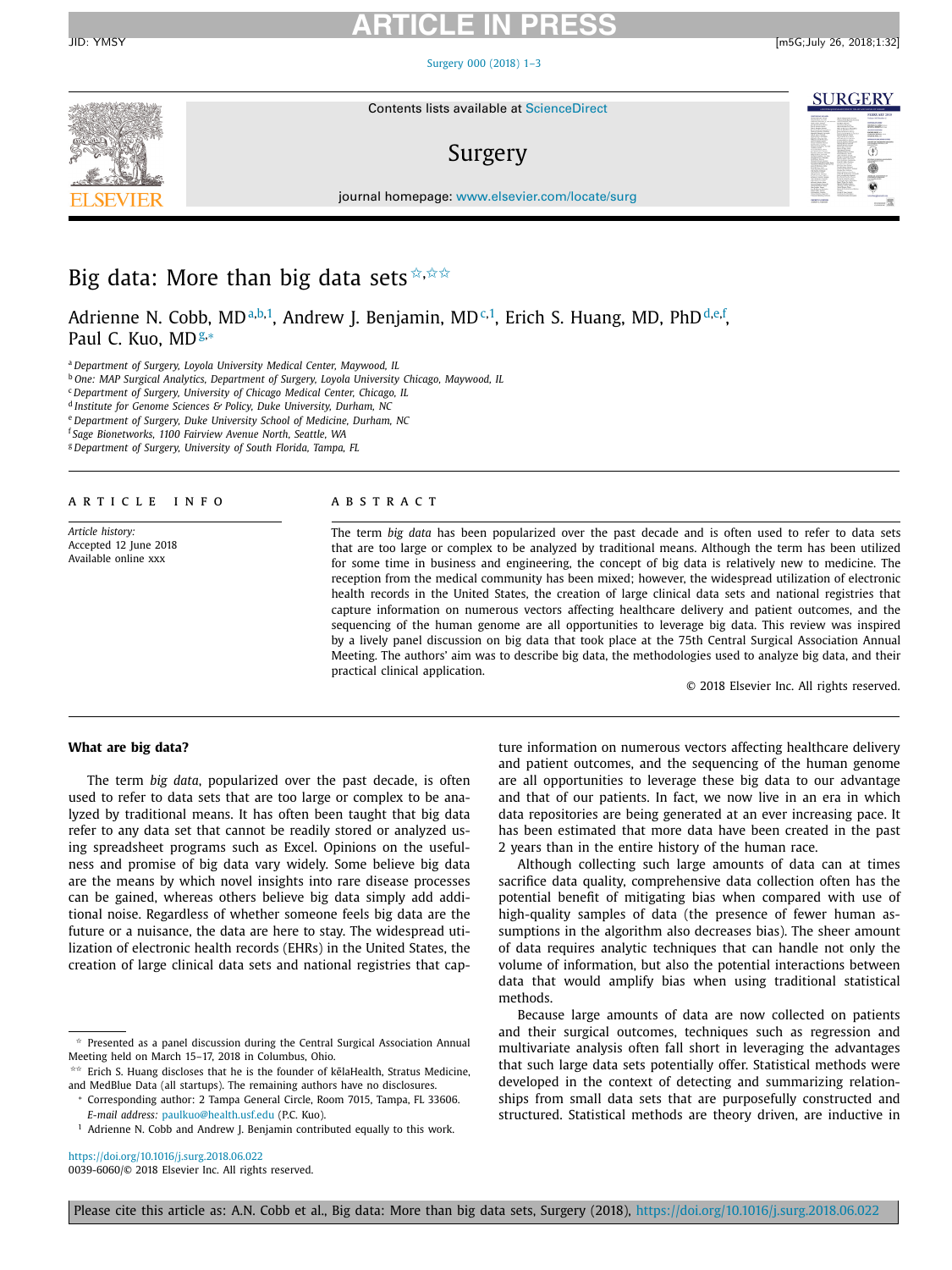# Big data: More than big data sets[☆,☆☆]

Adrienne N. Cobb, MD[a,b,1], Andrew J. Benjamin, MD[c,1], Erich S. Huang, MD, PhD[d,e,f], Paul C. Kuo, MD[g,*]

[a] *Department of Surgery, Loyola University Medical Center, Maywood, IL*
[b] *One: MAP Surgical Analytics, Department of Surgery, Loyola University Chicago, Maywood, IL*
[c] *Department of Surgery, University of Chicago Medical Center, Chicago, IL*
[d] *Institute for Genome Sciences & Policy, Duke University, Durham, NC*
[e] *Department of Surgery, Duke University School of Medicine, Durham, NC*
[f] *Sage Bionetworks, 1100 Fairview Avenue North, Seattle, WA*
[g] *Department of Surgery, University of South Florida, Tampa, FL*

## ARTICLE INFO

*Article history:*
Accepted 12 June 2018
Available online xxx

## ABSTRACT

The term *big data* has been popularized over the past decade and is often used to refer to data sets that are too large or complex to be analyzed by traditional means. Although the term has been utilized for some time in business and engineering, the concept of big data is relatively new to medicine. The reception from the medical community has been mixed; however, the widespread utilization of electronic health records in the United States, the creation of large clinical data sets and national registries that capture information on numerous vectors affecting healthcare delivery and patient outcomes, and the sequencing of the human genome are all opportunities to leverage big data. This review was inspired by a lively panel discussion on big data that took place at the 75th Central Surgical Association Annual Meeting. The authors' aim was to describe big data, the methodologies used to analyze big data, and their practical clinical application.

© 2018 Elsevier Inc. All rights reserved.

## What are big data?

The term *big data*, popularized over the past decade, is often used to refer to data sets that are too large or complex to be analyzed by traditional means. It has often been taught that big data refer to any data set that cannot be readily stored or analyzed using spreadsheet programs such as Excel. Opinions on the usefulness and promise of big data vary widely. Some believe big data are the means by which novel insights into rare disease processes can be gained, whereas others believe big data simply add additional noise. Regardless of whether someone feels big data are the future or a nuisance, the data are here to stay. The widespread utilization of electronic health records (EHRs) in the United States, the creation of large clinical data sets and national registries that capture information on numerous vectors affecting healthcare delivery and patient outcomes, and the sequencing of the human genome are all opportunities to leverage these big data to our advantage and that of our patients. In fact, we now live in an era in which data repositories are being generated at an ever increasing pace. It has been estimated that more data have been created in the past 2 years than in the entire history of the human race.

Although collecting such large amounts of data can at times sacrifice data quality, comprehensive data collection often has the potential benefit of mitigating bias when compared with use of high-quality samples of data (the presence of fewer human assumptions in the algorithm also decreases bias). The sheer amount of data requires analytic techniques that can handle not only the volume of information, but also the potential interactions between data that would amplify bias when using traditional statistical methods.

Because large amounts of data are now collected on patients and their surgical outcomes, techniques such as regression and multivariate analysis often fall short in leveraging the advantages that such large data sets potentially offer. Statistical methods were developed in the context of detecting and summarizing relationships from small data sets that are purposefully constructed and structured. Statistical methods are theory driven, are inductive in

---

[☆] Presented as a panel discussion during the Central Surgical Association Annual Meeting held on March 15–17, 2018 in Columbus, Ohio.

[☆☆] Erich S. Huang discloses that he is the founder of kēlaHealth, Stratus Medicine, and MedBlue Data (all startups). The remaining authors have no disclosures.

[*] Corresponding author: 2 Tampa General Circle, Room 7015, Tampa, FL 33606. *E-mail address:* paulkuo@health.usf.edu (P.C. Kuo).

[1] Adrienne N. Cobb and Andrew J. Benjamin contributed equally to this work.

https://doi.org/10.1016/j.surg.2018.06.022
0039-6060/© 2018 Elsevier Inc. All rights reserved.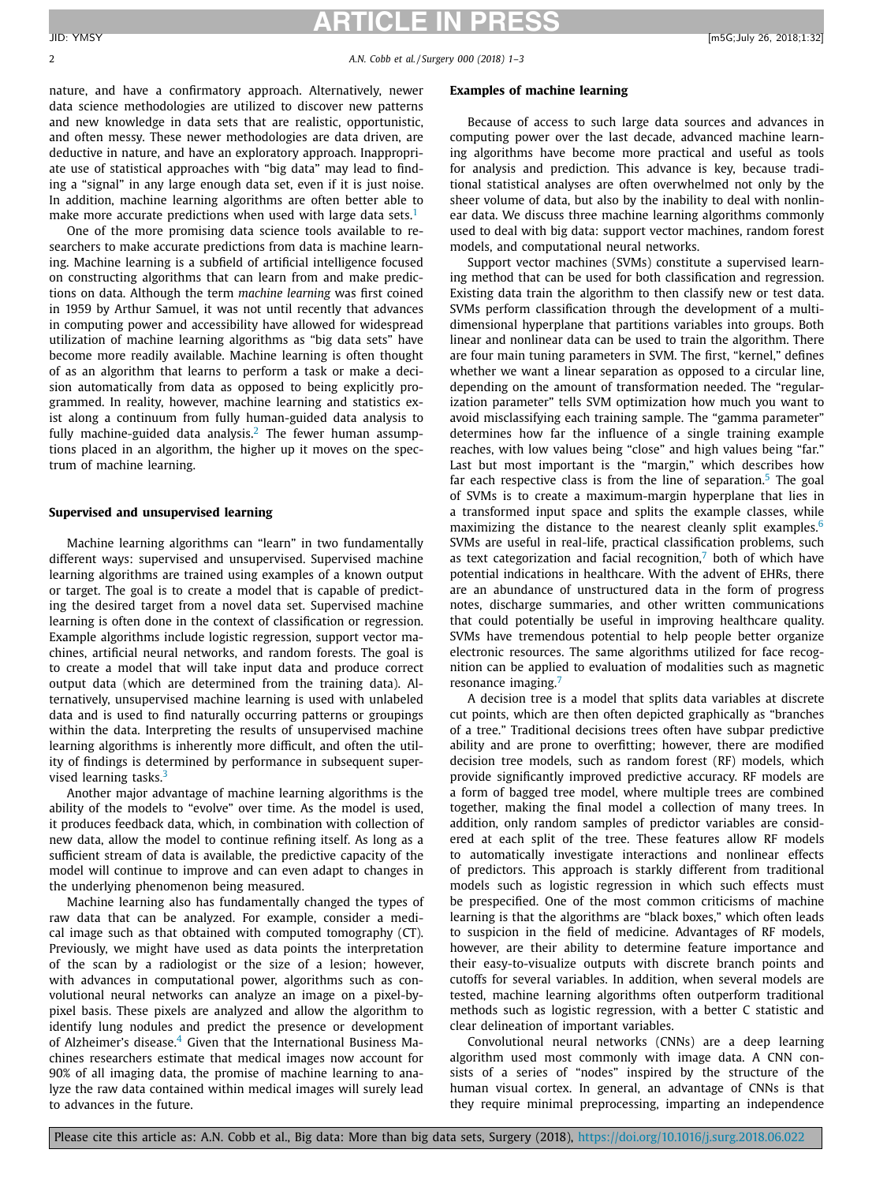nature, and have a confirmatory approach. Alternatively, newer data science methodologies are utilized to discover new patterns and new knowledge in data sets that are realistic, opportunistic, and often messy. These newer methodologies are data driven, are deductive in nature, and have an exploratory approach. Inappropriate use of statistical approaches with "big data" may lead to finding a "signal" in any large enough data set, even if it is just noise. In addition, machine learning algorithms are often better able to make more accurate predictions when used with large data sets.[1]

One of the more promising data science tools available to researchers to make accurate predictions from data is machine learning. Machine learning is a subfield of artificial intelligence focused on constructing algorithms that can learn from and make predictions on data. Although the term *machine learning* was first coined in 1959 by Arthur Samuel, it was not until recently that advances in computing power and accessibility have allowed for widespread utilization of machine learning algorithms as "big data sets" have become more readily available. Machine learning is often thought of as an algorithm that learns to perform a task or make a decision automatically from data as opposed to being explicitly programmed. In reality, however, machine learning and statistics exist along a continuum from fully human-guided data analysis to fully machine-guided data analysis.[2] The fewer human assumptions placed in an algorithm, the higher up it moves on the spectrum of machine learning.

**Supervised and unsupervised learning**

Machine learning algorithms can "learn" in two fundamentally different ways: supervised and unsupervised. Supervised machine learning algorithms are trained using examples of a known output or target. The goal is to create a model that is capable of predicting the desired target from a novel data set. Supervised machine learning is often done in the context of classification or regression. Example algorithms include logistic regression, support vector machines, artificial neural networks, and random forests. The goal is to create a model that will take input data and produce correct output data (which are determined from the training data). Alternatively, unsupervised machine learning is used with unlabeled data and is used to find naturally occurring patterns or groupings within the data. Interpreting the results of unsupervised machine learning algorithms is inherently more difficult, and often the utility of findings is determined by performance in subsequent supervised learning tasks.[3]

Another major advantage of machine learning algorithms is the ability of the models to "evolve" over time. As the model is used, it produces feedback data, which, in combination with collection of new data, allow the model to continue refining itself. As long as a sufficient stream of data is available, the predictive capacity of the model will continue to improve and can even adapt to changes in the underlying phenomenon being measured.

Machine learning also has fundamentally changed the types of raw data that can be analyzed. For example, consider a medical image such as that obtained with computed tomography (CT). Previously, we might have used as data points the interpretation of the scan by a radiologist or the size of a lesion; however, with advances in computational power, algorithms such as convolutional neural networks can analyze an image on a pixel-by-pixel basis. These pixels are analyzed and allow the algorithm to identify lung nodules and predict the presence or development of Alzheimer's disease.[4] Given that the International Business Machines researchers estimate that medical images now account for 90% of all imaging data, the promise of machine learning to analyze the raw data contained within medical images will surely lead to advances in the future.

**Examples of machine learning**

Because of access to such large data sources and advances in computing power over the last decade, advanced machine learning algorithms have become more practical and useful as tools for analysis and prediction. This advance is key, because traditional statistical analyses are often overwhelmed not only by the sheer volume of data, but also by the inability to deal with nonlinear data. We discuss three machine learning algorithms commonly used to deal with big data: support vector machines, random forest models, and computational neural networks.

Support vector machines (SVMs) constitute a supervised learning method that can be used for both classification and regression. Existing data train the algorithm to then classify new or test data. SVMs perform classification through the development of a multidimensional hyperplane that partitions variables into groups. Both linear and nonlinear data can be used to train the algorithm. There are four main tuning parameters in SVM. The first, "kernel," defines whether we want a linear separation as opposed to a circular line, depending on the amount of transformation needed. The "regularization parameter" tells SVM optimization how much you want to avoid misclassifying each training sample. The "gamma parameter" determines how far the influence of a single training example reaches, with low values being "close" and high values being "far." Last but most important is the "margin," which describes how far each respective class is from the line of separation.[5] The goal of SVMs is to create a maximum-margin hyperplane that lies in a transformed input space and splits the example classes, while maximizing the distance to the nearest cleanly split examples.[6] SVMs are useful in real-life, practical classification problems, such as text categorization and facial recognition,[7] both of which have potential indications in healthcare. With the advent of EHRs, there are an abundance of unstructured data in the form of progress notes, discharge summaries, and other written communications that could potentially be useful in improving healthcare quality. SVMs have tremendous potential to help people better organize electronic resources. The same algorithms utilized for face recognition can be applied to evaluation of modalities such as magnetic resonance imaging.[7]

A decision tree is a model that splits data variables at discrete cut points, which are then often depicted graphically as "branches of a tree." Traditional decisions trees often have subpar predictive ability and are prone to overfitting; however, there are modified decision tree models, such as random forest (RF) models, which provide significantly improved predictive accuracy. RF models are a form of bagged tree model, where multiple trees are combined together, making the final model a collection of many trees. In addition, only random samples of predictor variables are considered at each split of the tree. These features allow RF models to automatically investigate interactions and nonlinear effects of predictors. This approach is starkly different from traditional models such as logistic regression in which such effects must be prespecified. One of the most common criticisms of machine learning is that the algorithms are "black boxes," which often leads to suspicion in the field of medicine. Advantages of RF models, however, are their ability to determine feature importance and their easy-to-visualize outputs with discrete branch points and cutoffs for several variables. In addition, when several models are tested, machine learning algorithms often outperform traditional methods such as logistic regression, with a better C statistic and clear delineation of important variables.

Convolutional neural networks (CNNs) are a deep learning algorithm used most commonly with image data. A CNN consists of a series of "nodes" inspired by the structure of the human visual cortex. In general, an advantage of CNNs is that they require minimal preprocessing, imparting an independence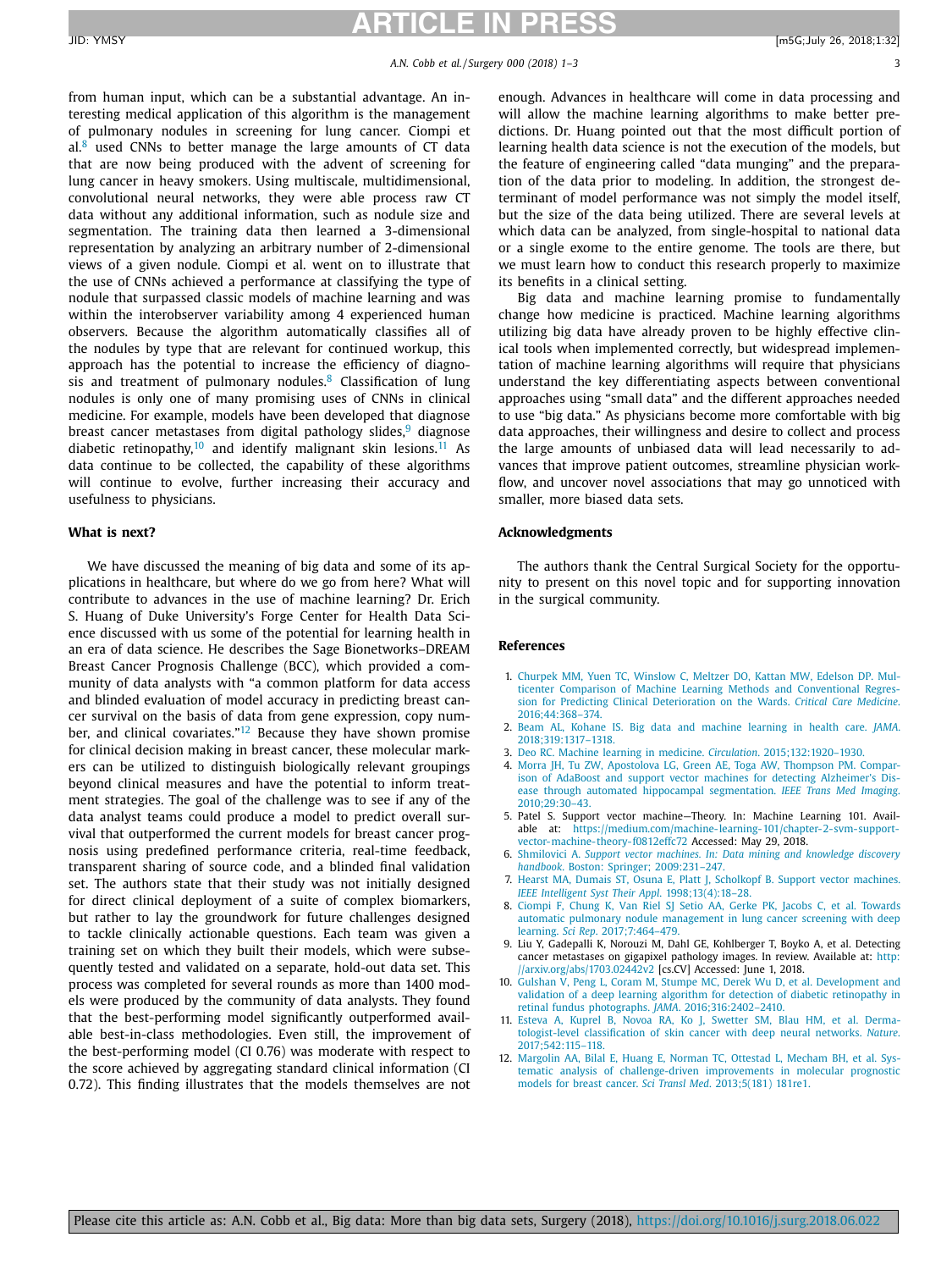from human input, which can be a substantial advantage. An interesting medical application of this algorithm is the management of pulmonary nodules in screening for lung cancer. Ciompi et al.[8] used CNNs to better manage the large amounts of CT data that are now being produced with the advent of screening for lung cancer in heavy smokers. Using multiscale, multidimensional, convolutional neural networks, they were able process raw CT data without any additional information, such as nodule size and segmentation. The training data then learned a 3-dimensional representation by analyzing an arbitrary number of 2-dimensional views of a given nodule. Ciompi et al. went on to illustrate that the use of CNNs achieved a performance at classifying the type of nodule that surpassed classic models of machine learning and was within the interobserver variability among 4 experienced human observers. Because the algorithm automatically classifies all of the nodules by type that are relevant for continued workup, this approach has the potential to increase the efficiency of diagnosis and treatment of pulmonary nodules.[8] Classification of lung nodules is only one of many promising uses of CNNs in clinical medicine. For example, models have been developed that diagnose breast cancer metastases from digital pathology slides,[9] diagnose diabetic retinopathy,[10] and identify malignant skin lesions.[11] As data continue to be collected, the capability of these algorithms will continue to evolve, further increasing their accuracy and usefulness to physicians.

## What is next?

We have discussed the meaning of big data and some of its applications in healthcare, but where do we go from here? What will contribute to advances in the use of machine learning? Dr. Erich S. Huang of Duke University's Forge Center for Health Data Science discussed with us some of the potential for learning health in an era of data science. He describes the Sage Bionetworks–DREAM Breast Cancer Prognosis Challenge (BCC), which provided a community of data analysts with "a common platform for data access and blinded evaluation of model accuracy in predicting breast cancer survival on the basis of data from gene expression, copy number, and clinical covariates."[12] Because they have shown promise for clinical decision making in breast cancer, these molecular markers can be utilized to distinguish biologically relevant groupings beyond clinical measures and have the potential to inform treatment strategies. The goal of the challenge was to see if any of the data analyst teams could produce a model to predict overall survival that outperformed the current models for breast cancer prognosis using predefined performance criteria, real-time feedback, transparent sharing of source code, and a blinded final validation set. The authors state that their study was not initially designed for direct clinical deployment of a suite of complex biomarkers, but rather to lay the groundwork for future challenges designed to tackle clinically actionable questions. Each team was given a training set on which they built their models, which were subsequently tested and validated on a separate, hold-out data set. This process was completed for several rounds as more than 1400 models were produced by the community of data analysts. They found that the best-performing model significantly outperformed available best-in-class methodologies. Even still, the improvement of the best-performing model (CI 0.76) was moderate with respect to the score achieved by aggregating standard clinical information (CI 0.72). This finding illustrates that the models themselves are not enough. Advances in healthcare will come in data processing and will allow the machine learning algorithms to make better predictions. Dr. Huang pointed out that the most difficult portion of learning health data science is not the execution of the models, but the feature of engineering called "data munging" and the preparation of the data prior to modeling. In addition, the strongest determinant of model performance was not simply the model itself, but the size of the data being utilized. There are several levels at which data can be analyzed, from single-hospital to national data or a single exome to the entire genome. The tools are there, but we must learn how to conduct this research properly to maximize its benefits in a clinical setting.

Big data and machine learning promise to fundamentally change how medicine is practiced. Machine learning algorithms utilizing big data have already proven to be highly effective clinical tools when implemented correctly, but widespread implementation of machine learning algorithms will require that physicians understand the key differentiating aspects between conventional approaches using "small data" and the different approaches needed to use "big data." As physicians become more comfortable with big data approaches, their willingness and desire to collect and process the large amounts of unbiased data will lead necessarily to advances that improve patient outcomes, streamline physician workflow, and uncover novel associations that may go unnoticed with smaller, more biased data sets.

## Acknowledgments

The authors thank the Central Surgical Society for the opportunity to present on this novel topic and for supporting innovation in the surgical community.

## References

1. Churpek MM, Yuen TC, Winslow C, Meltzer DO, Kattan MW, Edelson DP. Multicenter Comparison of Machine Learning Methods and Conventional Regression for Predicting Clinical Deterioration on the Wards. *Critical Care Medicine*. 2016;44:368–374.
2. Beam AL, Kohane IS. Big data and machine learning in health care. *JAMA*. 2018;319:1317–1318.
3. Deo RC. Machine learning in medicine. *Circulation*. 2015;132:1920–1930.
4. Morra JH, Tu ZW, Apostolova LG, Green AE, Toga AW, Thompson PM. Comparison of AdaBoost and support vector machines for detecting Alzheimer's Disease through automated hippocampal segmentation. *IEEE Trans Med Imaging*. 2010;29:30–43.
5. Patel S. Support vector machine—Theory. In: Machine Learning 101. Available at: https://medium.com/machine-learning-101/chapter-2-svm-support-vector-machine-theory-f0812effc72 Accessed: May 29, 2018.
6. Shmilovici A. *Support vector machines. In: Data mining and knowledge discovery handbook*. Boston: Springer; 2009:231–247.
7. Hearst MA, Dumais ST, Osuna E, Platt J, Scholkopf B. Support vector machines. *IEEE Intelligent Syst Their Appl*. 1998;13(4):18–28.
8. Ciompi F, Chung K, Van Riel SJ Setio AA, Gerke PK, Jacobs C, et al. Towards automatic pulmonary nodule management in lung cancer screening with deep learning. *Sci Rep*. 2017;7:464–479.
9. Liu Y, Gadepalli K, Norouzi M, Dahl GE, Kohlberger T, Boyko A, et al. Detecting cancer metastases on gigapixel pathology images. In review. Available at: http://arxiv.org/abs/1703.02442v2 [cs.CV] Accessed: June 1, 2018.
10. Gulshan V, Peng L, Coram M, Stumpe MC, Derek Wu D, et al. Development and validation of a deep learning algorithm for detection of diabetic retinopathy in retinal fundus photographs. *JAMA*. 2016;316:2402–2410.
11. Esteva A, Kuprel B, Novoa RA, Ko J, Swetter SM, Blau HM, et al. Dermatologist-level classification of skin cancer with deep neural networks. *Nature*. 2017;542:115–118.
12. Margolin AA, Bilal E, Huang E, Norman TC, Ottestad L, Mecham BH, et al. Systematic analysis of challenge-driven improvements in molecular prognostic models for breast cancer. *Sci Transl Med*. 2013;5(181) 181re1.

Please cite this article as: A.N. Cobb et al., Big data: More than big data sets, Surgery (2018), https://doi.org/10.1016/j.surg.2018.06.022